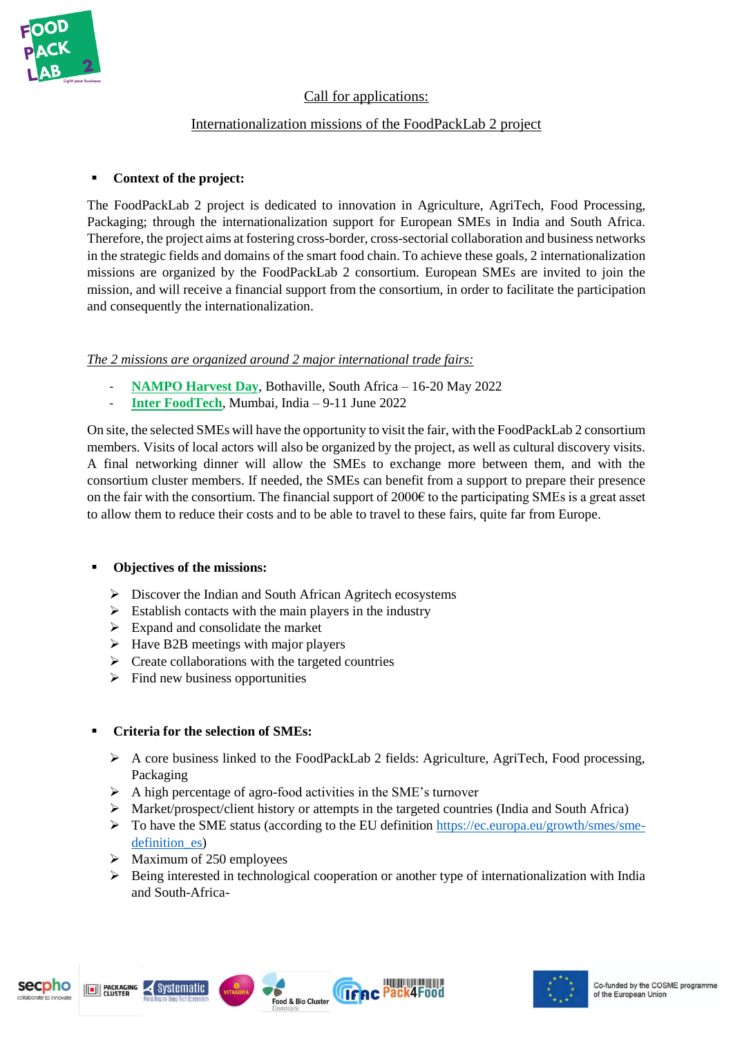## Call for applications:

## Internationalization missions of the FoodPackLab 2 project

- **Context of the project:**

The FoodPackLab 2 project is dedicated to innovation in Agriculture, AgriTech, Food Processing, Packaging; through the internationalization support for European SMEs in India and South Africa. Therefore, the project aims at fostering cross-border, cross-sectorial collaboration and business networks in the strategic fields and domains of the smart food chain. To achieve these goals, 2 internationalization missions are organized by the FoodPackLab 2 consortium. European SMEs are invited to join the mission, and will receive a financial support from the consortium, in order to facilitate the participation and consequently the internationalization.

*The 2 missions are organized around 2 major international trade fairs:*

- **NAMPO Harvest Day**, Bothaville, South Africa – 16-20 May 2022
- **Inter FoodTech**, Mumbai, India – 9-11 June 2022

On site, the selected SMEs will have the opportunity to visit the fair, with the FoodPackLab 2 consortium members. Visits of local actors will also be organized by the project, as well as cultural discovery visits. A final networking dinner will allow the SMEs to exchange more between them, and with the consortium cluster members. If needed, the SMEs can benefit from a support to prepare their presence on the fair with the consortium. The financial support of 2000€ to the participating SMEs is a great asset to allow them to reduce their costs and to be able to travel to these fairs, quite far from Europe.

- **Objectives of the missions:**

  - Discover the Indian and South African Agritech ecosystems
  - Establish contacts with the main players in the industry
  - Expand and consolidate the market
  - Have B2B meetings with major players
  - Create collaborations with the targeted countries
  - Find new business opportunities

- **Criteria for the selection of SMEs:**

  - A core business linked to the FoodPackLab 2 fields: Agriculture, AgriTech, Food processing, Packaging
  - A high percentage of agro-food activities in the SME's turnover
  - Market/prospect/client history or attempts in the targeted countries (India and South Africa)
  - To have the SME status (according to the EU definition https://ec.europa.eu/growth/smes/sme-definition_es)
  - Maximum of 250 employees
  - Being interested in technological cooperation or another type of internationalization with India and South-Africa-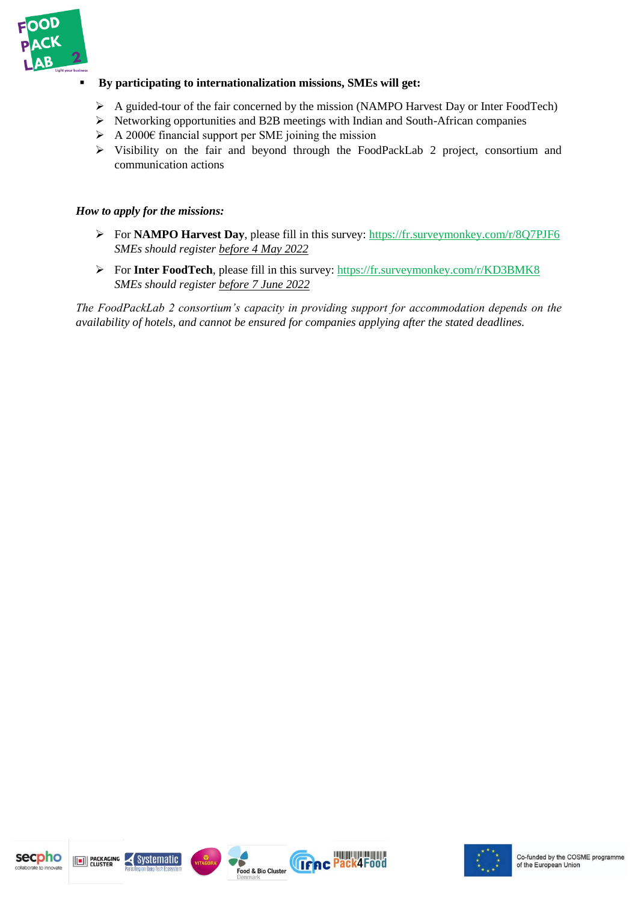- **By participating to internationalization missions, SMEs will get:**

  - A guided-tour of the fair concerned by the mission (NAMPO Harvest Day or Inter FoodTech)
  - Networking opportunities and B2B meetings with Indian and South-African companies
  - A 2000€ financial support per SME joining the mission
  - Visibility on the fair and beyond through the FoodPackLab 2 project, consortium and communication actions

***How to apply for the missions:***

- For **NAMPO Harvest Day**, please fill in this survey: https://fr.surveymonkey.com/r/8Q7PJF6
  *SMEs should register before 4 May 2022*
- For **Inter FoodTech**, please fill in this survey: https://fr.surveymonkey.com/r/KD3BMK8
  *SMEs should register before 7 June 2022*

*The FoodPackLab 2 consortium's capacity in providing support for accommodation depends on the availability of hotels, and cannot be ensured for companies applying after the stated deadlines.*

Co-funded by the COSME programme of the European Union